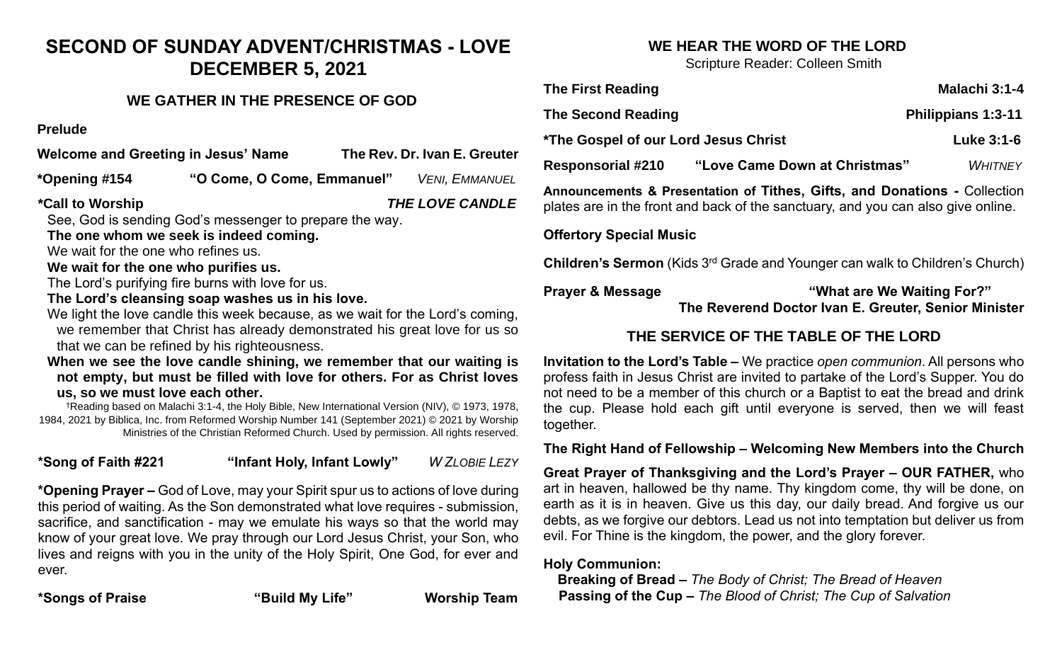# SECOND OF SUNDAY ADVENT/CHRISTMAS - LOVE
# DECEMBER 5, 2021

## WE GATHER IN THE PRESENCE OF GOD

**Prelude**

**Welcome and Greeting in Jesus' Name** — **The Rev. Dr. Ivan E. Greuter**

**\*Opening #154** — **"O Come, O Come, Emmanuel"** — *VENI, EMMANUEL*

**\*Call to Worship** — ***THE LOVE CANDLE***

See, God is sending God's messenger to prepare the way.
**The one whom we seek is indeed coming.**
We wait for the one who refines us.
**We wait for the one who purifies us.**
The Lord's purifying fire burns with love for us.
**The Lord's cleansing soap washes us in his love.**
We light the love candle this week because, as we wait for the Lord's coming, we remember that Christ has already demonstrated his great love for us so that we can be refined by his righteousness.
**When we see the love candle shining, we remember that our waiting is not empty, but must be filled with love for others. For as Christ loves us, so we must love each other.**

†Reading based on Malachi 3:1-4, the Holy Bible, New International Version (NIV), © 1973, 1978, 1984, 2021 by Biblica, Inc. from Reformed Worship Number 141 (September 2021) © 2021 by Worship Ministries of the Christian Reformed Church. Used by permission. All rights reserved.

**\*Song of Faith #221** — **"Infant Holy, Infant Lowly"** — *W ZLOBIE LEZY*

**\*Opening Prayer –** God of Love, may your Spirit spur us to actions of love during this period of waiting. As the Son demonstrated what love requires - submission, sacrifice, and sanctification - may we emulate his ways so that the world may know of your great love. We pray through our Lord Jesus Christ, your Son, who lives and reigns with you in the unity of the Holy Spirit, One God, for ever and ever.

**\*Songs of Praise** — **"Build My Life"** — **Worship Team**

## WE HEAR THE WORD OF THE LORD

Scripture Reader: Colleen Smith

**The First Reading** — **Malachi 3:1-4**

**The Second Reading** — **Philippians 1:3-11**

**\*The Gospel of our Lord Jesus Christ** — **Luke 3:1-6**

**Responsorial #210** — **"Love Came Down at Christmas"** — *WHITNEY*

**Announcements & Presentation of Tithes, Gifts, and Donations -** Collection plates are in the front and back of the sanctuary, and you can also give online.

**Offertory Special Music**

**Children's Sermon** (Kids 3rd Grade and Younger can walk to Children's Church)

**Prayer & Message** — **"What are We Waiting For?"**
**The Reverend Doctor Ivan E. Greuter, Senior Minister**

## THE SERVICE OF THE TABLE OF THE LORD

**Invitation to the Lord's Table –** We practice *open communion*. All persons who profess faith in Jesus Christ are invited to partake of the Lord's Supper. You do not need to be a member of this church or a Baptist to eat the bread and drink the cup. Please hold each gift until everyone is served, then we will feast together.

**The Right Hand of Fellowship – Welcoming New Members into the Church**

**Great Prayer of Thanksgiving and the Lord's Prayer – OUR FATHER,** who art in heaven, hallowed be thy name. Thy kingdom come, thy will be done, on earth as it is in heaven. Give us this day, our daily bread. And forgive us our debts, as we forgive our debtors. Lead us not into temptation but deliver us from evil. For Thine is the kingdom, the power, and the glory forever.

**Holy Communion:**
**Breaking of Bread –** *The Body of Christ; The Bread of Heaven*
**Passing of the Cup –** *The Blood of Christ; The Cup of Salvation*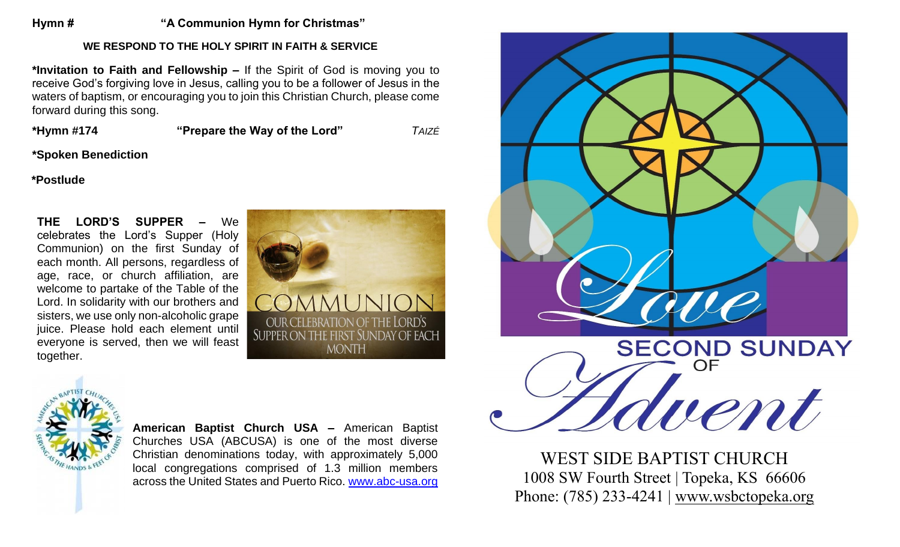**Hymn #** **"A Communion Hymn for Christmas"**

**WE RESPOND TO THE HOLY SPIRIT IN FAITH & SERVICE**

**\*Invitation to Faith and Fellowship –** If the Spirit of God is moving you to receive God's forgiving love in Jesus, calling you to be a follower of Jesus in the waters of baptism, or encouraging you to join this Christian Church, please come forward during this song.

**\*Hymn #174** **"Prepare the Way of the Lord"** *TAIZÉ*

**\*Spoken Benediction**

**\*Postlude**

**THE LORD'S SUPPER –** We celebrates the Lord's Supper (Holy Communion) on the first Sunday of each month. All persons, regardless of age, race, or church affiliation, are welcome to partake of the Table of the Lord. In solidarity with our brothers and sisters, we use only non-alcoholic grape juice. Please hold each element until everyone is served, then we will feast together.

COMMUNION
OUR CELEBRATION OF THE LORD'S SUPPER ON THE FIRST SUNDAY OF EACH MONTH

AMERICAN BAPTIST CHURCHES USA
SERVING AS THE HANDS & FEET OF CHRIST

**American Baptist Church USA –** American Baptist Churches USA (ABCUSA) is one of the most diverse Christian denominations today, with approximately 5,000 local congregations comprised of 1.3 million members across the United States and Puerto Rico. www.abc-usa.org

Love

SECOND SUNDAY OF Advent

WEST SIDE BAPTIST CHURCH
1008 SW Fourth Street | Topeka, KS 66606
Phone: (785) 233-4241 | www.wsbctopeka.org